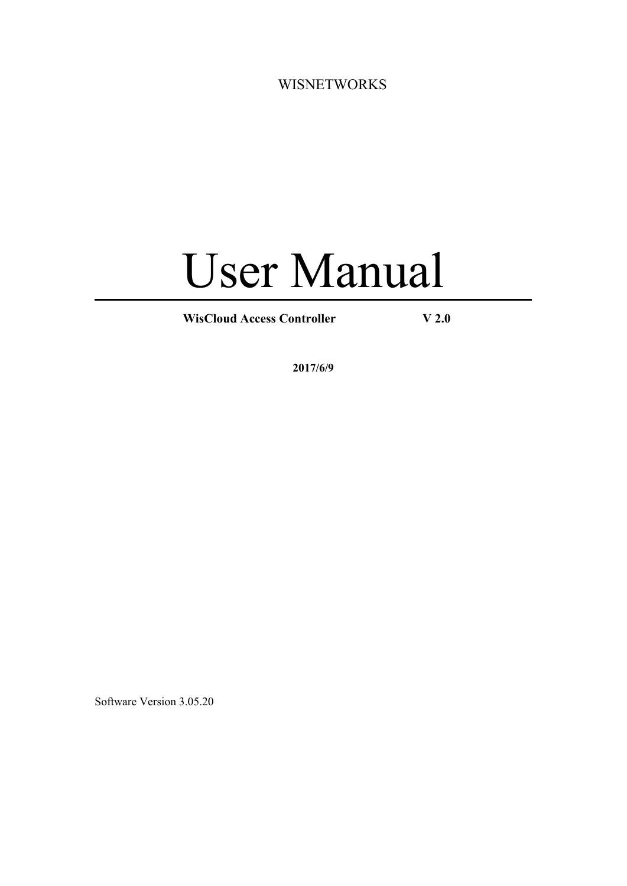WISNETWORKS

# User Manual

**WisCloud Access Controller V 2.0**

**2017/6/9**

Software Version 3.05.20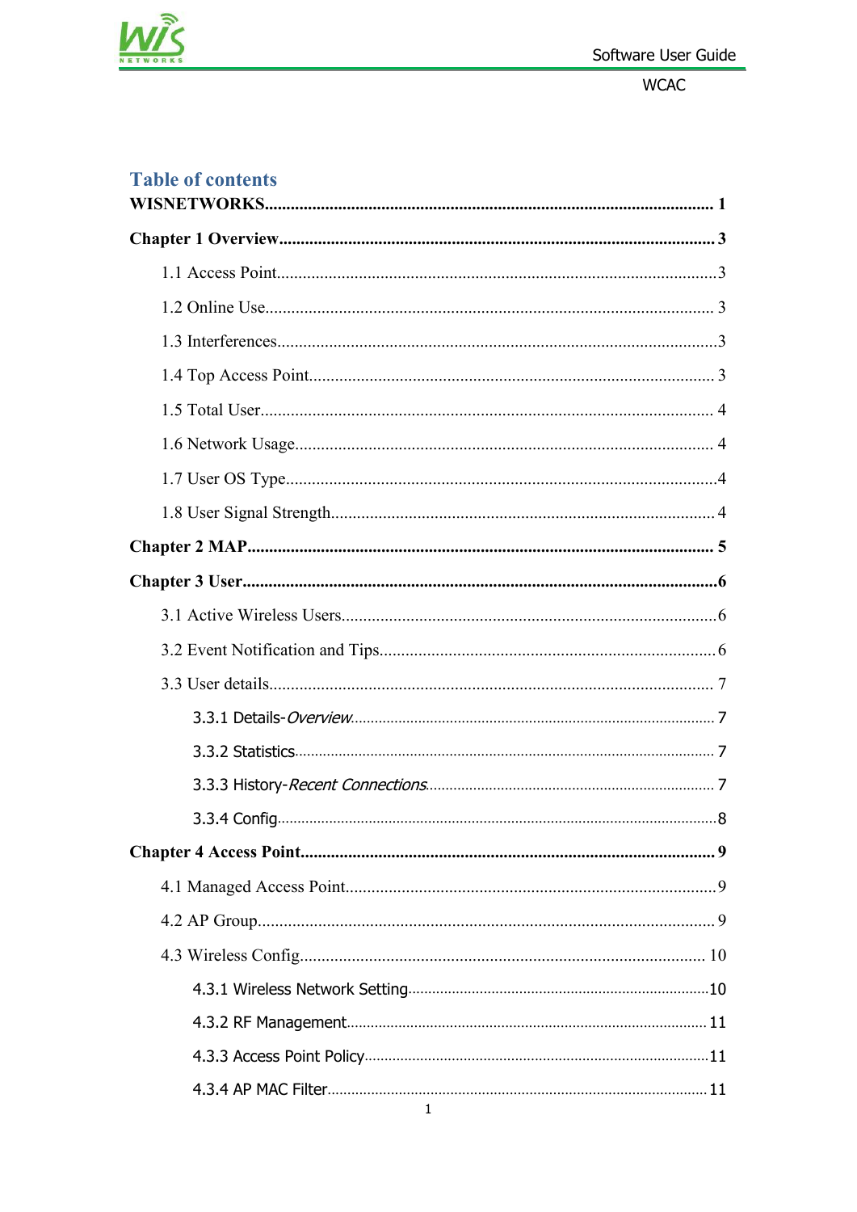## Table of contents

**WISNETWORKS........................................................................................................ 1**

**Chapter 1 Overview..................................................................................................... 3**

1.1 Access Point..................................................................................................3

1.2 Online Use..................................................................................................... 3

1.3 Interferences..................................................................................................3

1.4 Top Access Point........................................................................................... 3

1.5 Total User....................................................................................................... 4

1.6 Network Usage.............................................................................................. 4

1.7 User OS Type.................................................................................................4

1.8 User Signal Strength...................................................................................... 4

**Chapter 2 MAP............................................................................................................ 5**

**Chapter 3 User..............................................................................................................6**

3.1 Active Wireless Users.....................................................................................6

3.2 Event Notification and Tips............................................................................6

3.3 User details..................................................................................................... 7

3.3.1 Details-*Overview*.......................................................................................... 7

3.3.2 Statistics......................................................................................................... 7

3.3.3 History-*Recent Connections*........................................................................ 7

3.3.4 Config..............................................................................................................8

**Chapter 4 Access Point................................................................................................ 9**

4.1 Managed Access Point...................................................................................9

4.2 AP Group........................................................................................................ 9

4.3 Wireless Config............................................................................................ 10

4.3.1 Wireless Network Setting............................................................................10

4.3.2 RF Management.......................................................................................... 11

4.3.3 Access Point Policy......................................................................................11

4.3.4 AP MAC Filter.............................................................................................. 11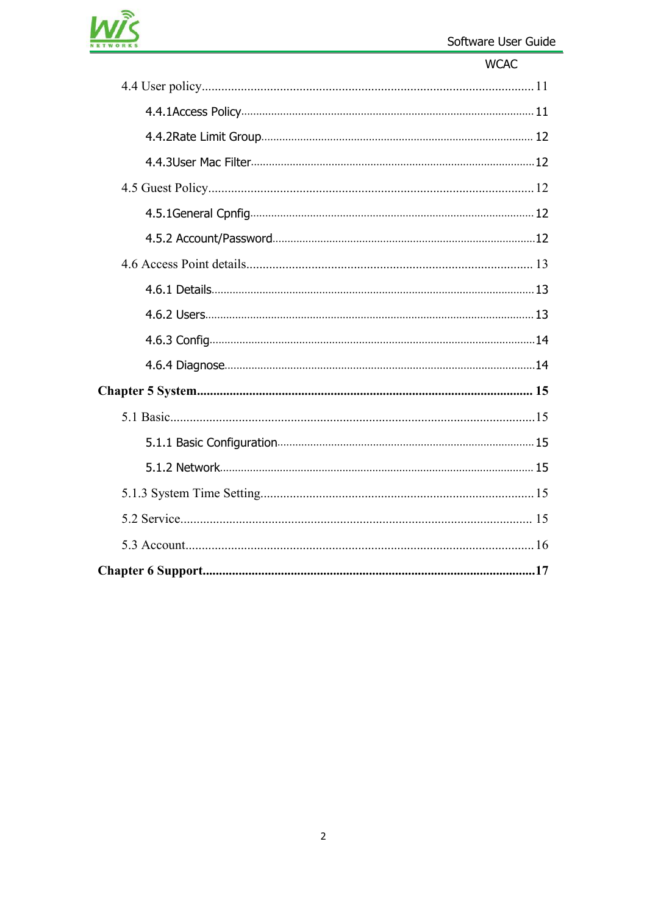4.4 User policy ..... 11

4.4.1Access Policy ..... 11

4.4.2Rate Limit Group ..... 12

4.4.3User Mac Filter ..... 12

4.5 Guest Policy ..... 12

4.5.1General Cpnfig ..... 12

4.5.2 Account/Password ..... 12

4.6 Access Point details ..... 13

4.6.1 Details ..... 13

4.6.2 Users ..... 13

4.6.3 Config ..... 14

4.6.4 Diagnose ..... 14

**Chapter 5 System ..... 15**

5.1 Basic ..... 15

5.1.1 Basic Configuration ..... 15

5.1.2 Network ..... 15

5.1.3 System Time Setting ..... 15

5.2 Service ..... 15

5.3 Account ..... 16

**Chapter 6 Support ..... 17**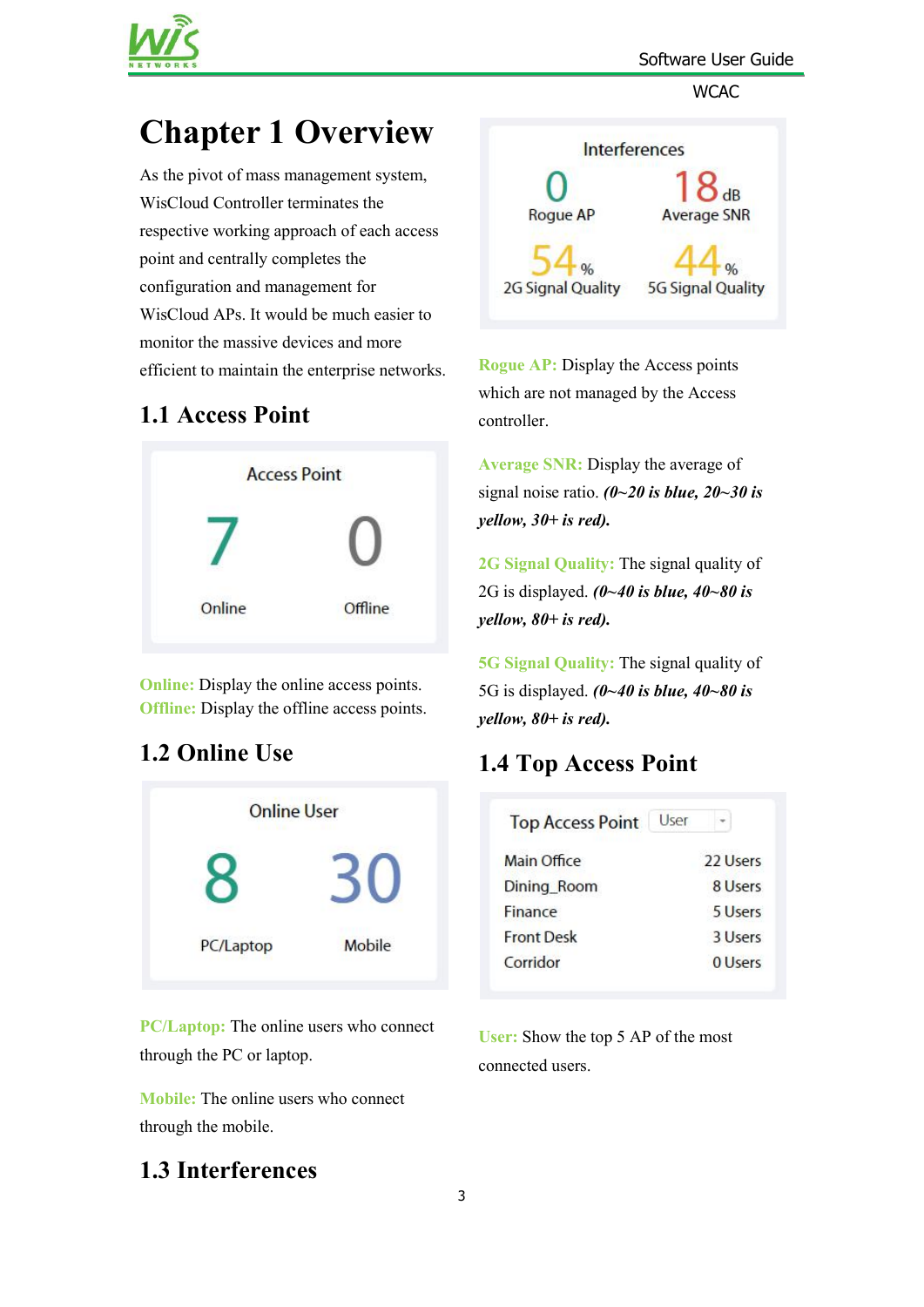# Chapter 1 Overview

As the pivot of mass management system, WisCloud Controller terminates the respective working approach of each access point and centrally completes the configuration and management for WisCloud APs. It would be much easier to monitor the massive devices and more efficient to maintain the enterprise networks.

## 1.1 Access Point

| Access Point | |
|---|---|
| 7 | 0 |
| Online | Offline |

**Online:** Display the online access points.
**Offline:** Display the offline access points.

## 1.2 Online Use

| Online User | |
|---|---|
| 8 | 30 |
| PC/Laptop | Mobile |

**PC/Laptop:** The online users who connect through the PC or laptop.

**Mobile:** The online users who connect through the mobile.

## 1.3 Interferences

| Interferences | |
|---|---|
| 0 | 18 dB |
| Rogue AP | Average SNR |
| 54 % | 44 % |
| 2G Signal Quality | 5G Signal Quality |

**Rogue AP:** Display the Access points which are not managed by the Access controller.

**Average SNR:** Display the average of signal noise ratio. ***(0~20 is blue, 20~30 is yellow, 30+ is red).***

**2G Signal Quality:** The signal quality of 2G is displayed. ***(0~40 is blue, 40~80 is yellow, 80+ is red).***

**5G Signal Quality:** The signal quality of 5G is displayed. ***(0~40 is blue, 40~80 is yellow, 80+ is red).***

## 1.4 Top Access Point

| Top Access Point | User |
|---|---|
| Main Office | 22 Users |
| Dining_Room | 8 Users |
| Finance | 5 Users |
| Front Desk | 3 Users |
| Corridor | 0 Users |

**User:** Show the top 5 AP of the most connected users.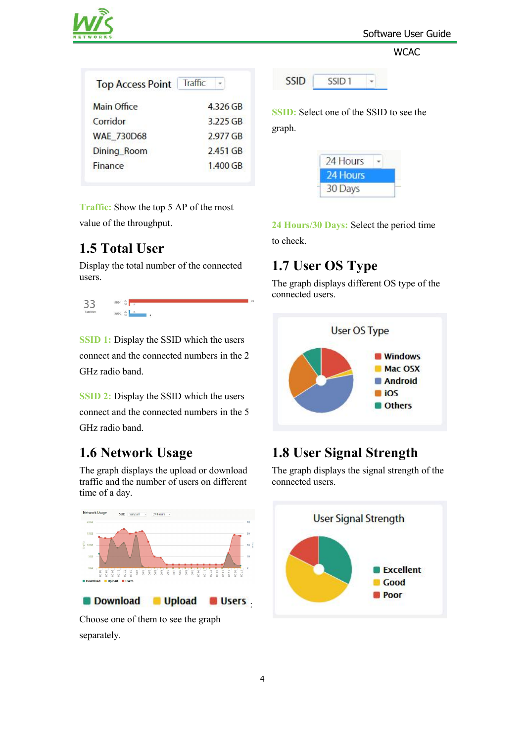| Top Access Point | Traffic |
| --- | --- |
| Main Office | 4.326 GB |
| Corridor | 3.225 GB |
| WAE_730D68 | 2.977 GB |
| Dining_Room | 2.451 GB |
| Finance | 1.400 GB |

**Traffic:** Show the top 5 AP of the most value of the throughput.

## 1.5 Total User

Display the total number of the connected users.

**SSID 1:** Display the SSID which the users connect and the connected numbers in the 2 GHz radio band.

**SSID 2:** Display the SSID which the users connect and the connected numbers in the 5 GHz radio band.

## 1.6 Network Usage

The graph displays the upload or download traffic and the number of users on different time of a day.

Download Upload Users :

Choose one of them to see the graph separately.

SSID SSID 1

**SSID:** Select one of the SSID to see the graph.

24 Hours
30 Days

**24 Hours/30 Days:** Select the period time to check.

## 1.7 User OS Type

The graph displays different OS type of the connected users.

## 1.8 User Signal Strength

The graph displays the signal strength of the connected users.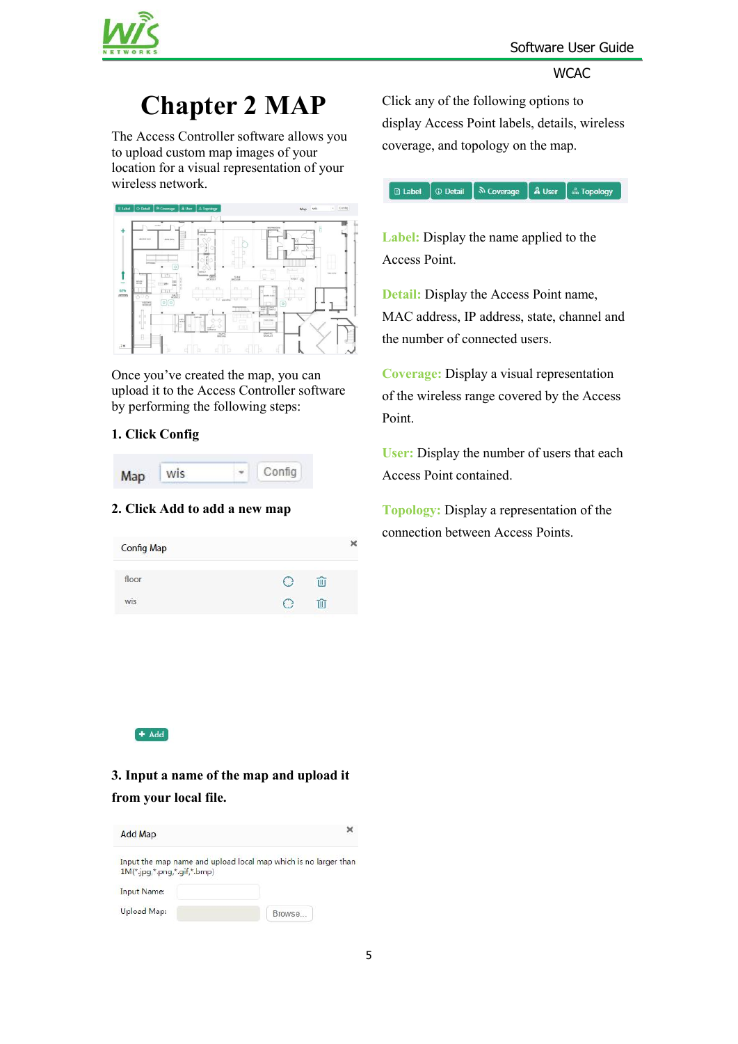# Chapter 2 MAP

The Access Controller software allows you to upload custom map images of your location for a visual representation of your wireless network.

Once you've created the map, you can upload it to the Access Controller software by performing the following steps:

**1. Click Config**

**2. Click Add to add a new map**

**3. Input a name of the map and upload it from your local file.**

Click any of the following options to display Access Point labels, details, wireless coverage, and topology on the map.

**Label:** Display the name applied to the Access Point.

**Detail:** Display the Access Point name, MAC address, IP address, state, channel and the number of connected users.

**Coverage:** Display a visual representation of the wireless range covered by the Access Point.

**User:** Display the number of users that each Access Point contained.

**Topology:** Display a representation of the connection between Access Points.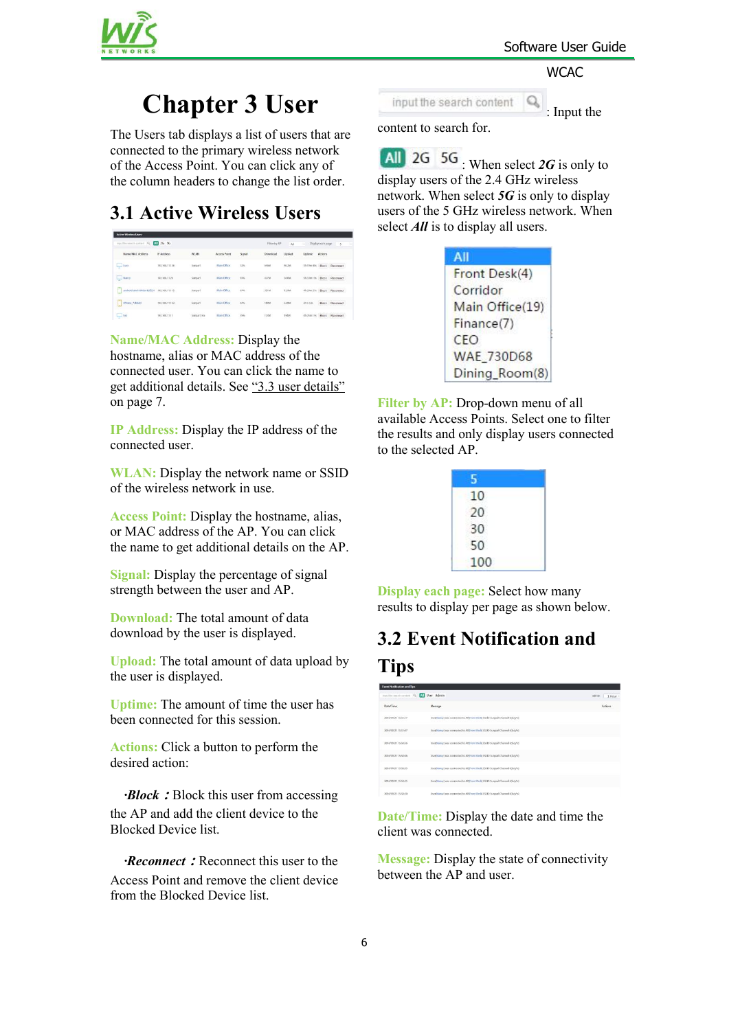# Chapter 3 User

The Users tab displays a list of users that are connected to the primary wireless network of the Access Point. You can click any of the column headers to change the list order.

## 3.1 Active Wireless Users

**Name/MAC Address:** Display the hostname, alias or MAC address of the connected user. You can click the name to get additional details. See "3.3 user details" on page 7.

**IP Address:** Display the IP address of the connected user.

**WLAN:** Display the network name or SSID of the wireless network in use.

**Access Point:** Display the hostname, alias, or MAC address of the AP. You can click the name to get additional details on the AP.

**Signal:** Display the percentage of signal strength between the user and AP.

**Download:** The total amount of data download by the user is displayed.

**Upload:** The total amount of data upload by the user is displayed.

**Uptime:** The amount of time the user has been connected for this session.

**Actions:** Click a button to perform the desired action:

·***Block*** **:** Block this user from accessing the AP and add the client device to the Blocked Device list.

·***Reconnect*** **:** Reconnect this user to the Access Point and remove the client device from the Blocked Device list.

input the search content : Input the content to search for.

All 2G 5G : When select ***2G*** is only to display users of the 2.4 GHz wireless network. When select ***5G*** is only to display users of the 5 GHz wireless network. When select ***All*** is to display all users.

All
Front Desk(4)
Corridor
Main Office(19)
Finance(7)
CEO
WAE_730D68
Dining_Room(8)

**Filter by AP:** Drop-down menu of all available Access Points. Select one to filter the results and only display users connected to the selected AP.

5
10
20
30
50
100

**Display each page:** Select how many results to display per page as shown below.

## 3.2 Event Notification and Tips

**Date/Time:** Display the date and time the client was connected.

**Message:** Display the state of connectivity between the AP and user.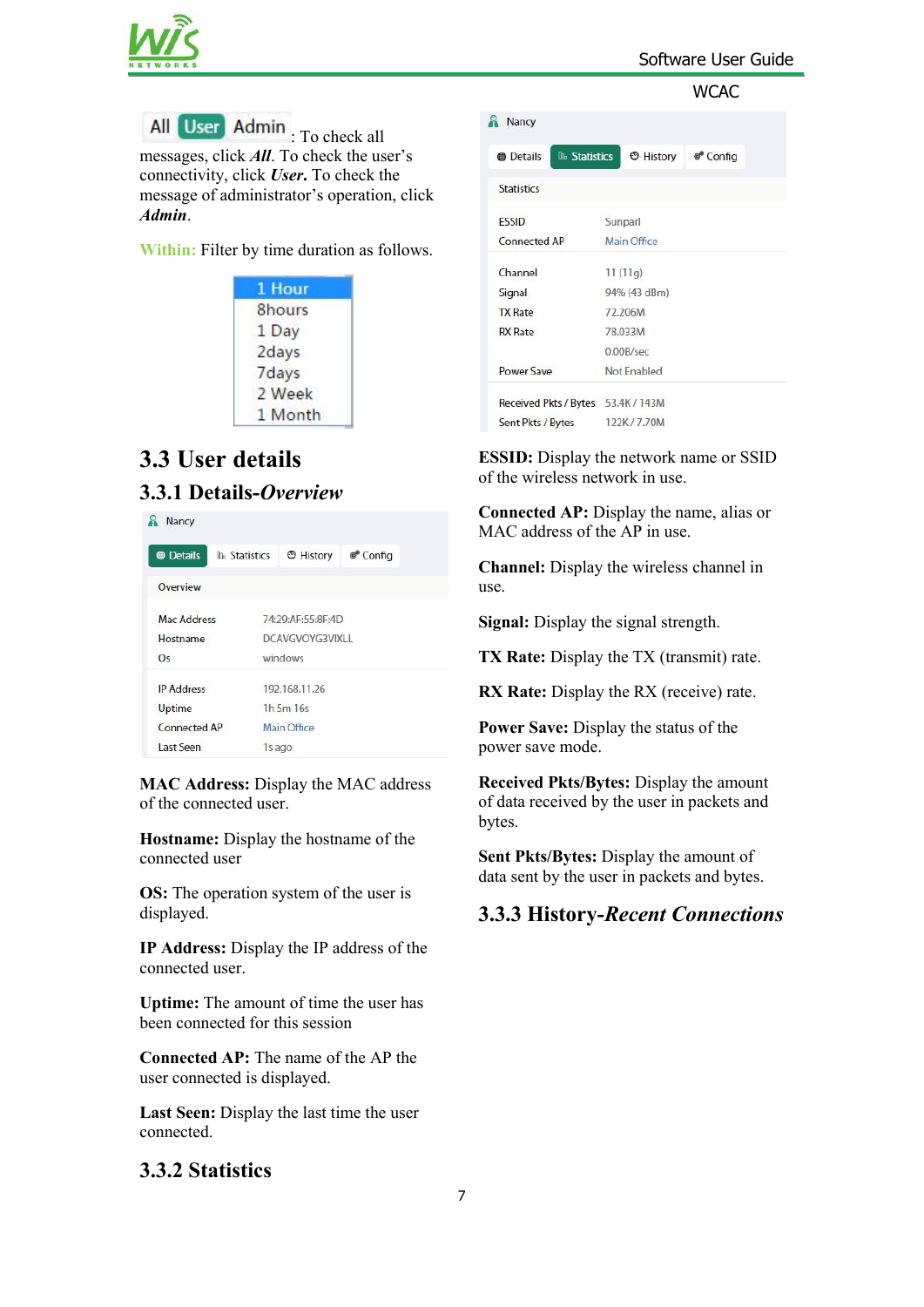All User Admin : To check all messages, click ***All***. To check the user's connectivity, click ***User.*** To check the message of administrator's operation, click ***Admin***.

**Within:** Filter by time duration as follows.

- 1 Hour
- 8hours
- 1 Day
- 2days
- 7days
- 2 Week
- 1 Month

## 3.3 User details

### 3.3.1 Details-*Overview*

Nancy

Details | Statistics | History | Config

Overview

| | |
|---|---|
| Mac Address | 74:29:AF:55:8F:4D |
| Hostname | DCAVGVOYG3VIXLL |
| Os | windows |
| IP Address | 192.168.11.26 |
| Uptime | 1h 5m 16s |
| Connected AP | Main Office |
| Last Seen | 1s ago |

**MAC Address:** Display the MAC address of the connected user.

**Hostname:** Display the hostname of the connected user

**OS:** The operation system of the user is displayed.

**IP Address:** Display the IP address of the connected user.

**Uptime:** The amount of time the user has been connected for this session

**Connected AP:** The name of the AP the user connected is displayed.

**Last Seen:** Display the last time the user connected.

### 3.3.2 Statistics

Nancy

Details | Statistics | History | Config

Statistics

| | |
|---|---|
| ESSID | Sunparl |
| Connected AP | Main Office |
| Channel | 11 (11g) |
| Signal | 94% (43 dBm) |
| TX Rate | 72.206M |
| RX Rate | 78.033M |
| | 0.00B/sec |
| Power Save | Not Enabled |
| Received Pkts / Bytes | 53.4K / 143M |
| Sent Pkts / Bytes | 122K / 7.70M |

**ESSID:** Display the network name or SSID of the wireless network in use.

**Connected AP:** Display the name, alias or MAC address of the AP in use.

**Channel:** Display the wireless channel in use.

**Signal:** Display the signal strength.

**TX Rate:** Display the TX (transmit) rate.

**RX Rate:** Display the RX (receive) rate.

**Power Save:** Display the status of the power save mode.

**Received Pkts/Bytes:** Display the amount of data received by the user in packets and bytes.

**Sent Pkts/Bytes:** Display the amount of data sent by the user in packets and bytes.

### 3.3.3 History-*Recent Connections*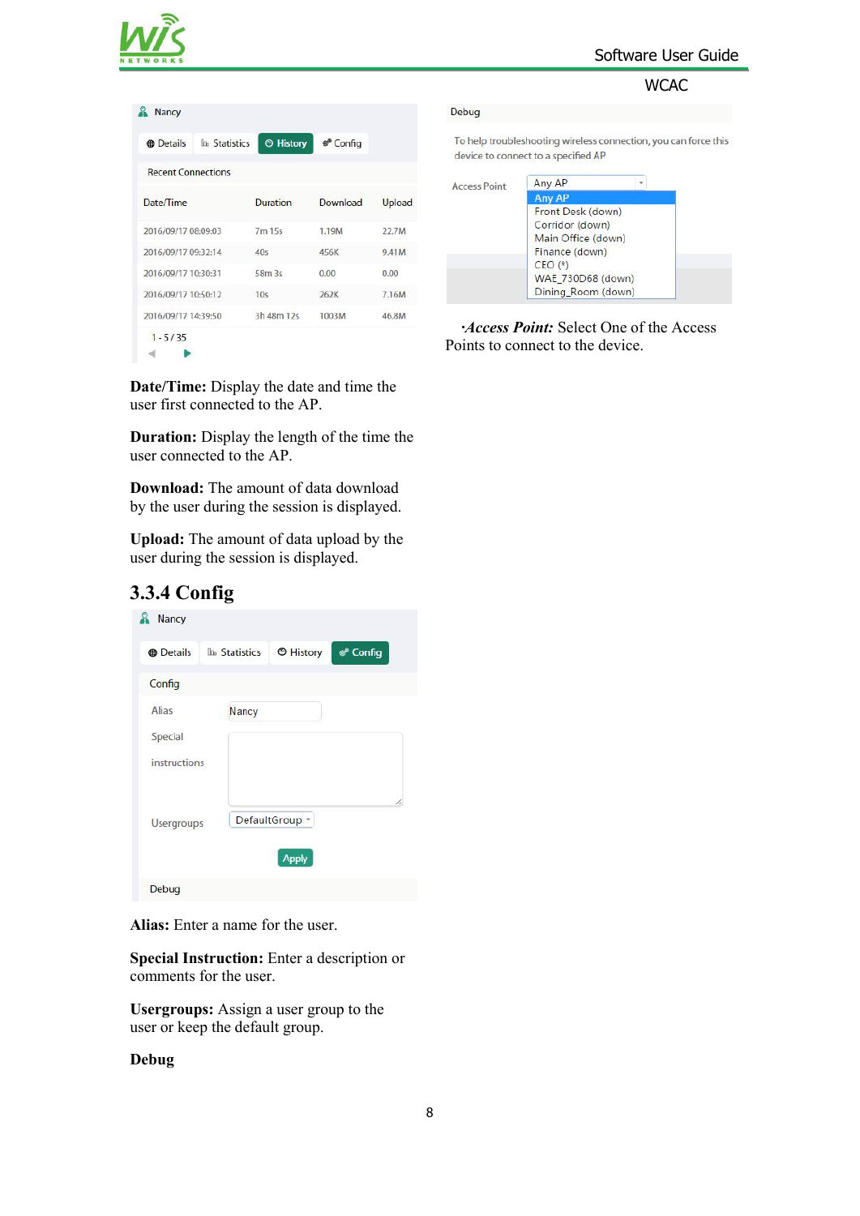Nancy

Details | Statistics | History | Config

Recent Connections

| Date/Time | Duration | Download | Upload |
|---|---|---|---|
| 2016/09/17 08:09:03 | 7m 15s | 1.19M | 22.7M |
| 2016/09/17 09:32:14 | 40s | 456K | 9.41M |
| 2016/09/17 10:30:31 | 58m 3s | 0.00 | 0.00 |
| 2016/09/17 10:50:12 | 10s | 262K | 7.16M |
| 2016/09/17 14:39:50 | 3h 48m 12s | 1003M | 46.8M |

1 - 5 / 35

**Date/Time:** Display the date and time the user first connected to the AP.

**Duration:** Display the length of the time the user connected to the AP.

**Download:** The amount of data download by the user during the session is displayed.

**Upload:** The amount of data upload by the user during the session is displayed.

## 3.3.4 Config

Nancy

Details | Statistics | History | Config

Config

Alias: Nancy

Special instructions

Usergroups: DefaultGroup

Apply

Debug

**Alias:** Enter a name for the user.

**Special Instruction:** Enter a description or comments for the user.

**Usergroups:** Assign a user group to the user or keep the default group.

**Debug**

Debug

To help troubleshooting wireless connection, you can force this device to connect to a specified AP

Access Point: Any AP

- Any AP
- Front Desk (down)
- Corridor (down)
- Main Office (down)
- Finance (down)
- CEO (*)
- WAE_730D68 (down)
- Dining_Room (down)

·***Access Point:*** Select One of the Access Points to connect to the device.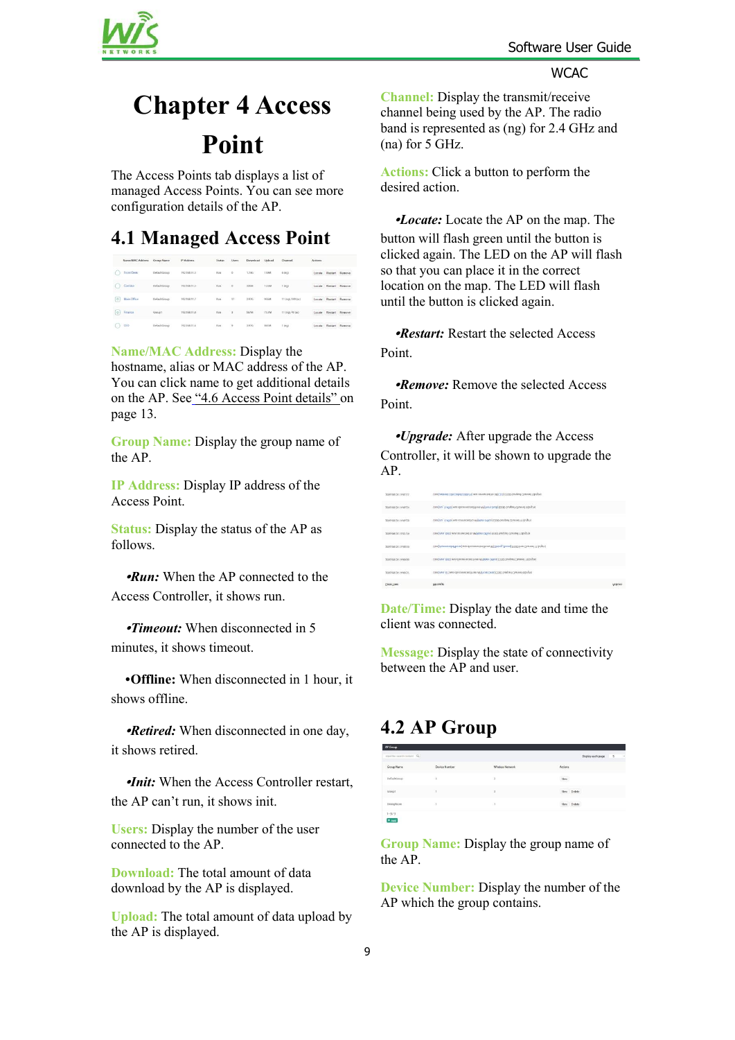# Chapter 4 Access Point

The Access Points tab displays a list of managed Access Points. You can see more configuration details of the AP.

## 4.1 Managed Access Point

**Name/MAC Address:** Display the hostname, alias or MAC address of the AP. You can click name to get additional details on the AP. See "4.6 Access Point details" on page 13.

**Group Name:** Display the group name of the AP.

**IP Address:** Display IP address of the Access Point.

**Status:** Display the status of the AP as follows.

•***Run:*** When the AP connected to the Access Controller, it shows run.

•***Timeout:*** When disconnected in 5 minutes, it shows timeout.

•**Offline:** When disconnected in 1 hour, it shows offline.

•***Retired:*** When disconnected in one day, it shows retired.

•***Init:*** When the Access Controller restart, the AP can't run, it shows init.

**Users:** Display the number of the user connected to the AP.

**Download:** The total amount of data download by the AP is displayed.

**Upload:** The total amount of data upload by the AP is displayed.

**Channel:** Display the transmit/receive channel being used by the AP. The radio band is represented as (ng) for 2.4 GHz and (na) for 5 GHz.

**Actions:** Click a button to perform the desired action.

•***Locate:*** Locate the AP on the map. The button will flash green until the button is clicked again. The LED on the AP will flash so that you can place it in the correct location on the map. The LED will flash until the button is clicked again.

•***Restart:*** Restart the selected Access Point.

•***Remove:*** Remove the selected Access Point.

•***Upgrade:*** After upgrade the Access Controller, it will be shown to upgrade the AP.

**Date/Time:** Display the date and time the client was connected.

**Message:** Display the state of connectivity between the AP and user.

## 4.2 AP Group

**Group Name:** Display the group name of the AP.

**Device Number:** Display the number of the AP which the group contains.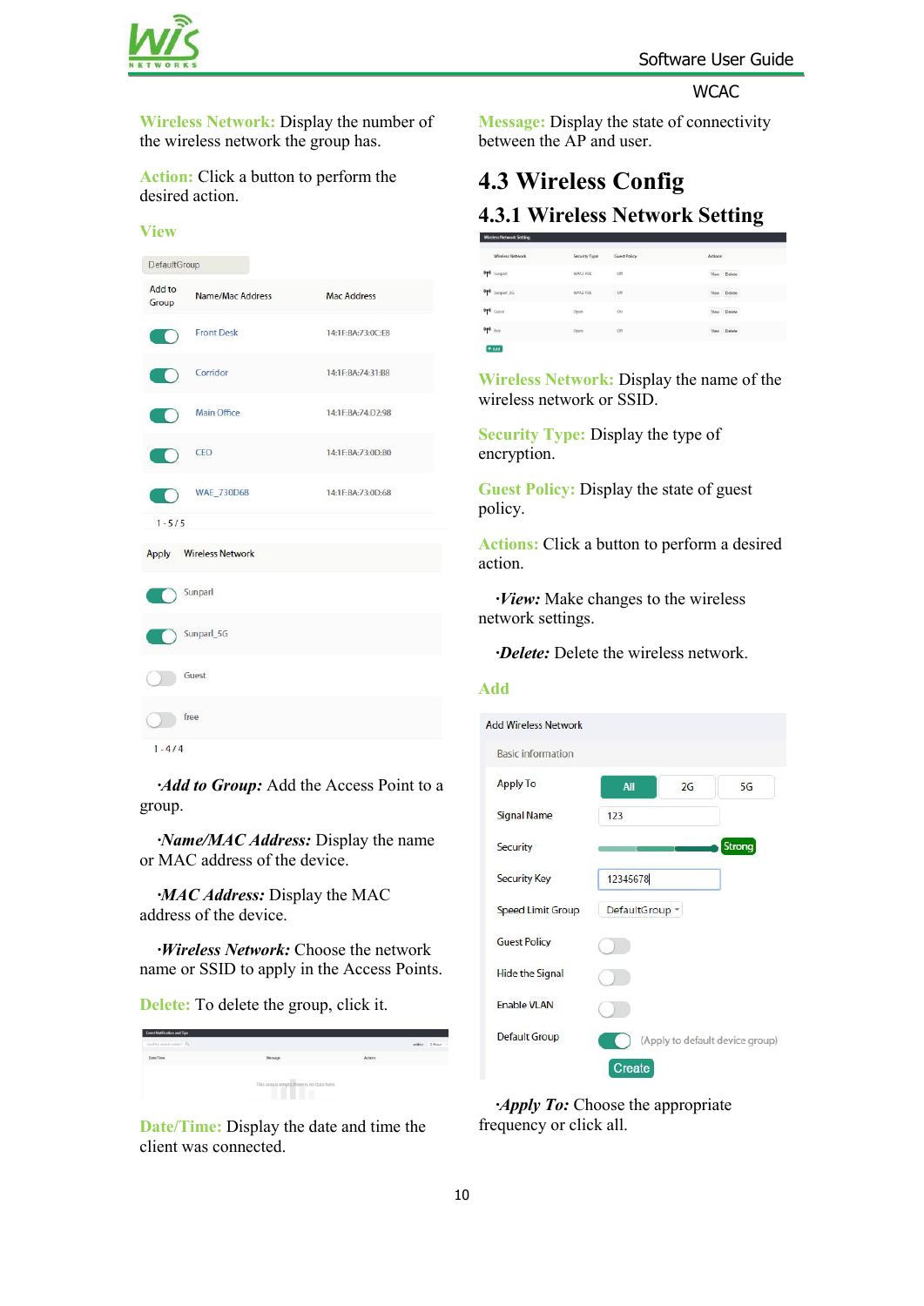**Wireless Network:** Display the number of the wireless network the group has.

**Action:** Click a button to perform the desired action.

**View**

DefaultGroup

| Add to Group | Name/Mac Address | Mac Address |
|---|---|---|
| | Front Desk | 14:1F:BA:73:0C:E8 |
| | Corridor | 14:1F:BA:74:31:B8 |
| | Main Office | 14:1F:BA:74:D2:98 |
| | CEO | 14:1F:BA:73:0D:80 |
| | WAE_730D68 | 14:1F:BA:73:0D:68 |

1 - 5 / 5

| Apply | Wireless Network |
|---|---|
| | Sunparl |
| | Sunparl_5G |
| | Guest |
| | free |

1 - 4 / 4

***·Add to Group:*** Add the Access Point to a group.

***·Name/MAC Address:*** Display the name or MAC address of the device.

***·MAC Address:*** Display the MAC address of the device.

***·Wireless Network:*** Choose the network name or SSID to apply in the Access Points.

**Delete:** To delete the group, click it.

**Date/Time:** Display the date and time the client was connected.

**Message:** Display the state of connectivity between the AP and user.

## 4.3 Wireless Config

### 4.3.1 Wireless Network Setting

**Wireless Network:** Display the name of the wireless network or SSID.

**Security Type:** Display the type of encryption.

**Guest Policy:** Display the state of guest policy.

**Actions:** Click a button to perform a desired action.

***·View:*** Make changes to the wireless network settings.

***·Delete:*** Delete the wireless network.

**Add**

Add Wireless Network

Basic information

| | |
|---|---|
| Apply To | All / 2G / 5G |
| Signal Name | 123 |
| Security | Strong |
| Security Key | 12345678 |
| Speed Limit Group | DefaultGroup |
| Guest Policy | |
| Hide the Signal | |
| Enable VLAN | |
| Default Group | (Apply to default device group) |

Create

***·Apply To:*** Choose the appropriate frequency or click all.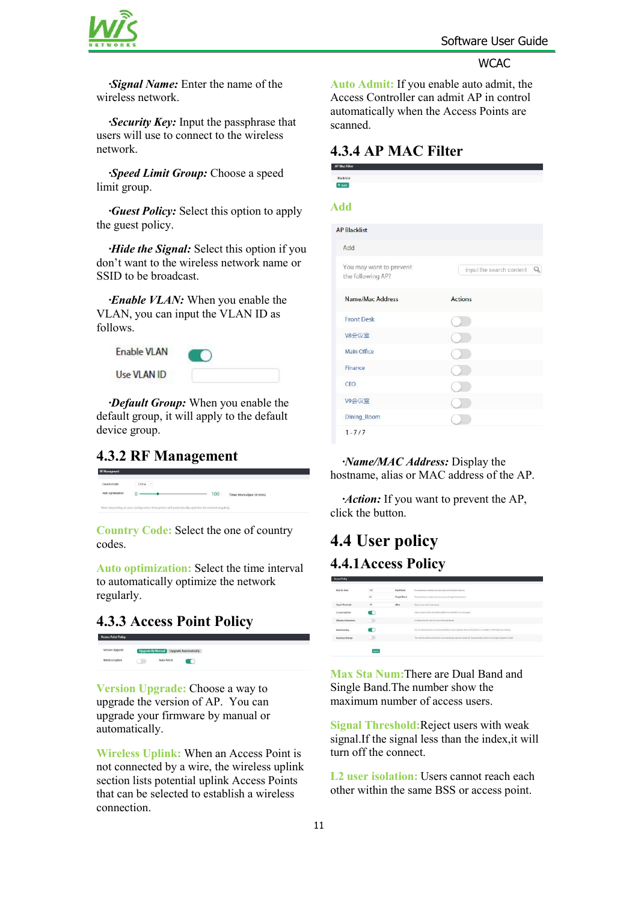·***Signal Name:*** Enter the name of the wireless network.

·***Security Key:*** Input the passphrase that users will use to connect to the wireless network.

·***Speed Limit Group:*** Choose a speed limit group.

·***Guest Policy:*** Select this option to apply the guest policy.

·***Hide the Signal:*** Select this option if you don't want to the wireless network name or SSID to be broadcast.

·***Enable VLAN:*** When you enable the VLAN, you can input the VLAN ID as follows.

Enable VLAN

Use VLAN ID

·***Default Group:*** When you enable the default group, it will apply to the default device group.

## 4.3.2 RF Management

**Country Code:** Select the one of country codes.

**Auto optimization:** Select the time interval to automatically optimize the network regularly.

## 4.3.3 Access Point Policy

**Version Upgrade:** Choose a way to upgrade the version of AP. You can upgrade your firmware by manual or automatically.

**Wireless Uplink:** When an Access Point is not connected by a wire, the wireless uplink section lists potential uplink Access Points that can be selected to establish a wireless connection.

**Auto Admit:** If you enable auto admit, the Access Controller can admit AP in control automatically when the Access Points are scanned.

## 4.3.4 AP MAC Filter

**Add**

AP Blacklist

Add

You may want to prevent the following AP?

| Name/Mac Address | Actions |
| --- | --- |
| Front Desk | |
| V8会议室 | |
| Main Office | |
| Finance | |
| CEO | |
| V9会议室 | |
| Dining_Room | |

1 - 7 / 7

·***Name/MAC Address:*** Display the hostname, alias or MAC address of the AP.

·***Action:*** If you want to prevent the AP, click the button.

# 4.4 User policy

## 4.4.1Access Policy

**Max Sta Num:**There are Dual Band and Single Band.The number show the maximum number of access users.

**Signal Threshold:**Reject users with weak signal.If the signal less than the index,it will turn off the connect.

**L2 user isolation:** Users cannot reach each other within the same BSS or access point.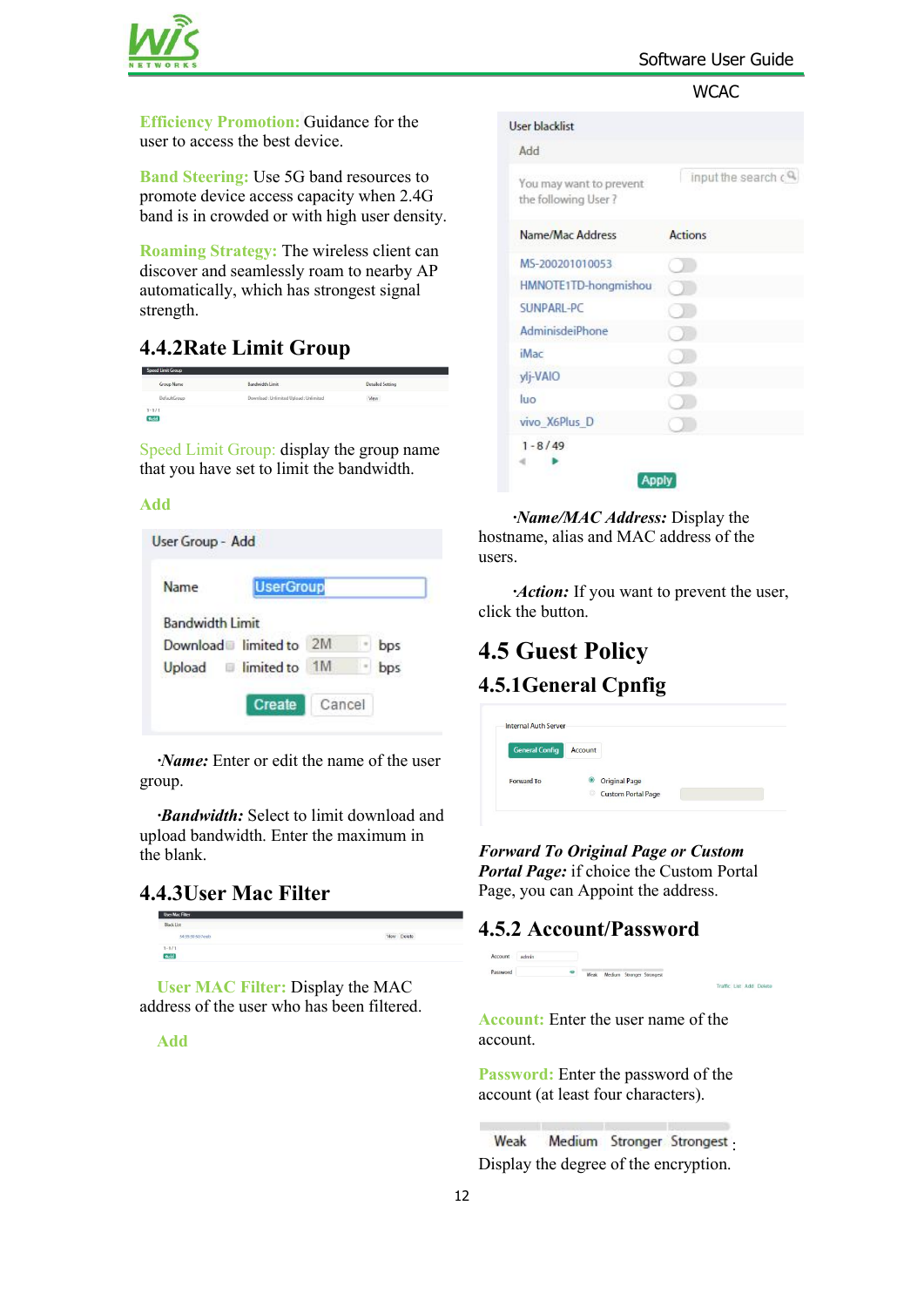**Efficiency Promotion:** Guidance for the user to access the best device.

**Band Steering:** Use 5G band resources to promote device access capacity when 2.4G band is in crowded or with high user density.

**Roaming Strategy:** The wireless client can discover and seamlessly roam to nearby AP automatically, which has strongest signal strength.

## 4.4.2Rate Limit Group

Speed Limit Group: display the group name that you have set to limit the bandwidth.

**Add**

User Group - Add

Name UserGroup

Bandwidth Limit

Download limited to 2M bps

Upload limited to 1M bps

Create Cancel

·***Name:*** Enter or edit the name of the user group.

·***Bandwidth:*** Select to limit download and upload bandwidth. Enter the maximum in the blank.

## 4.4.3User Mac Filter

**User MAC Filter:** Display the MAC address of the user who has been filtered.

**Add**

User blacklist

Add

You may want to prevent the following User ?

| Name/Mac Address | Actions |
|---|---|
| MS-200201010053 | |
| HMNOTE1TD-hongmishou | |
| SUNPARL-PC | |
| AdminisdeiPhone | |
| iMac | |
| ylj-VAIO | |
| luo | |
| vivo_X6Plus_D | |

1 - 8 / 49

Apply

·***Name/MAC Address:*** Display the hostname, alias and MAC address of the users.

·***Action:*** If you want to prevent the user, click the button.

# 4.5 Guest Policy

## 4.5.1General Cpnfig

***Forward To Original Page or Custom Portal Page:*** if choice the Custom Portal Page, you can Appoint the address.

## 4.5.2 Account/Password

**Account:** Enter the user name of the account.

**Password:** Enter the password of the account (at least four characters).

Weak Medium Stronger Strongest : Display the degree of the encryption.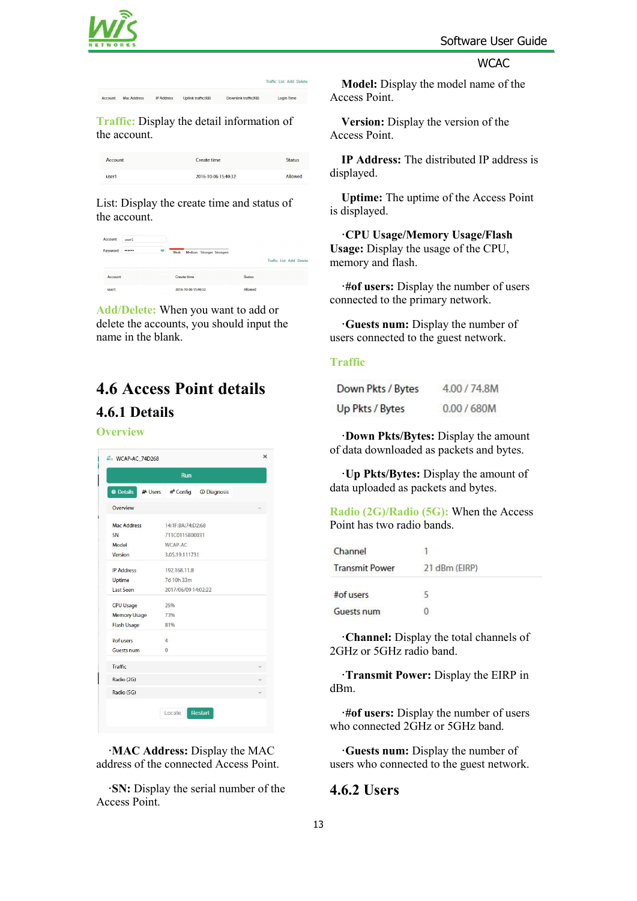**Traffic:** Display the detail information of the account.

List: Display the create time and status of the account.

**Add/Delete:** When you want to add or delete the accounts, you should input the name in the blank.

## 4.6 Access Point details

### 4.6.1 Details

**Overview**

·**MAC Address:** Display the MAC address of the connected Access Point.

·**SN:** Display the serial number of the Access Point.

**Model:** Display the model name of the Access Point.

**Version:** Display the version of the Access Point.

**IP Address:** The distributed IP address is displayed.

**Uptime:** The uptime of the Access Point is displayed.

·**CPU Usage/Memory Usage/Flash Usage:** Display the usage of the CPU, memory and flash.

·**#of users:** Display the number of users connected to the primary network.

·**Guests num:** Display the number of users connected to the guest network.

**Traffic**

| Down Pkts / Bytes | 4.00 / 74.8M |
|---|---|
| Up Pkts / Bytes | 0.00 / 680M |

·**Down Pkts/Bytes:** Display the amount of data downloaded as packets and bytes.

·**Up Pkts/Bytes:** Display the amount of data uploaded as packets and bytes.

**Radio (2G)/Radio (5G):** When the Access Point has two radio bands.

| Channel | 1 |
|---|---|
| Transmit Power | 21 dBm (EIRP) |
| #of users | 5 |
| Guests num | 0 |

·**Channel:** Display the total channels of 2GHz or 5GHz radio band.

·**Transmit Power:** Display the EIRP in dBm.

·**#of users:** Display the number of users who connected 2GHz or 5GHz band.

·**Guests num:** Display the number of users who connected to the guest network.

### 4.6.2 Users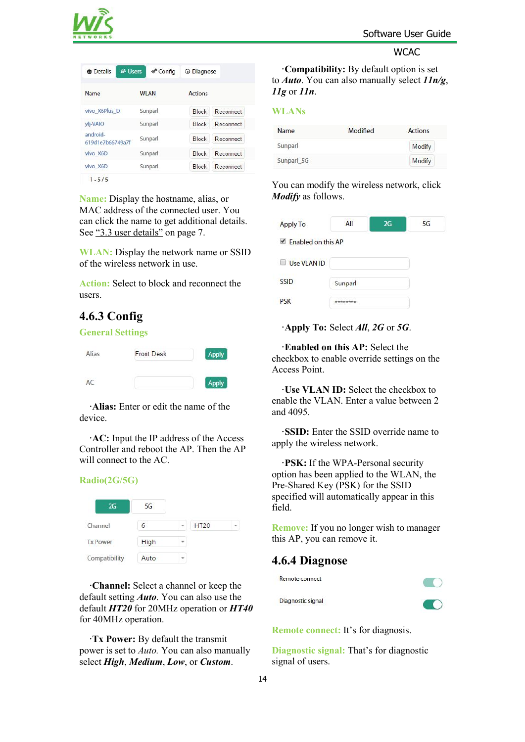| Name | WLAN | Actions |
|---|---|---|
| vivo_X6Plus_D | Sunparl | Block Reconnect |
| ylj-VAIO | Sunparl | Block Reconnect |
| android-619d1e7b66749a7f | Sunparl | Block Reconnect |
| vivo_X6D | Sunparl | Block Reconnect |
| vivo_X6D | Sunparl | Block Reconnect |

1 - 5 / 5

**Name:** Display the hostname, alias, or MAC address of the connected user. You can click the name to get additional details. See "3.3 user details" on page 7.

**WLAN:** Display the network name or SSID of the wireless network in use.

**Action:** Select to block and reconnect the users.

### 4.6.3 Config

**General Settings**

| | | |
|---|---|---|
| Alias | Front Desk | Apply |
| AC | | Apply |

·**Alias:** Enter or edit the name of the device.

·**AC:** Input the IP address of the Access Controller and reboot the AP. Then the AP will connect to the AC.

**Radio(2G/5G)**

| | 2G | 5G |
|---|---|---|
| Channel | 6 | HT20 |
| Tx Power | High | |
| Compatibility | Auto | |

·**Channel:** Select a channel or keep the default setting ***Auto***. You can also use the default ***HT20*** for 20MHz operation or ***HT40*** for 40MHz operation.

·**Tx Power:** By default the transmit power is set to *Auto.* You can also manually select ***High***, ***Medium***, ***Low***, or ***Custom***.

·**Compatibility:** By default option is set to ***Auto***. You can also manually select ***11n/g***, ***11g*** or ***11n***.

**WLANs**

| Name | Modified | Actions |
|---|---|---|
| Sunparl | | Modify |
| Sunparl_5G | | Modify |

You can modify the wireless network, click ***Modify*** as follows.

| | | | |
|---|---|---|---|
| Apply To | All | 2G | 5G |
| ☑ Enabled on this AP | | | |
| ☐ Use VLAN ID | | | |
| SSID | Sunparl | | |
| PSK | ******** | | |

·**Apply To:** Select ***All***, ***2G*** or ***5G***.

·**Enabled on this AP:** Select the checkbox to enable override settings on the Access Point.

·**Use VLAN ID:** Select the checkbox to enable the VLAN. Enter a value between 2 and 4095.

·**SSID:** Enter the SSID override name to apply the wireless network.

·**PSK:** If the WPA-Personal security option has been applied to the WLAN, the Pre-Shared Key (PSK) for the SSID specified will automatically appear in this field.

**Remove:** If you no longer wish to manager this AP, you can remove it.

### 4.6.4 Diagnose

Remote connect

Diagnostic signal

**Remote connect:** It's for diagnosis.

**Diagnostic signal:** That's for diagnostic signal of users.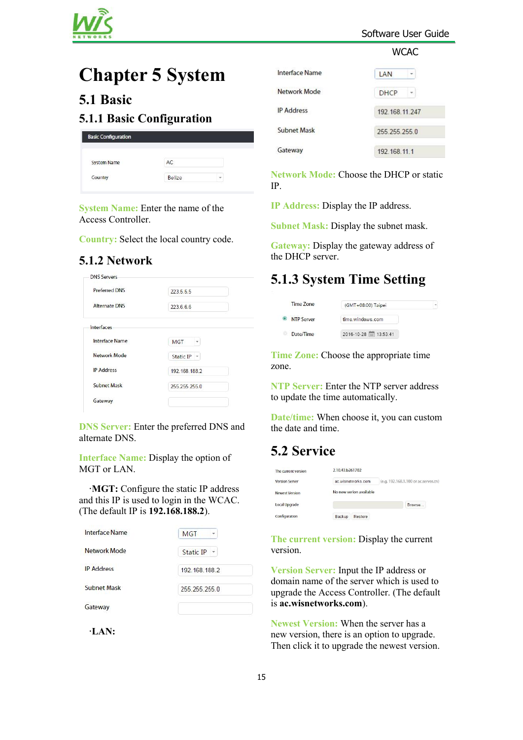# Chapter 5 System

## 5.1 Basic

### 5.1.1 Basic Configuration

| Basic Configuration | |
|---|---|
| System Name | AC |
| Country | Belize |

**System Name:** Enter the name of the Access Controller.

**Country:** Select the local country code.

### 5.1.2 Network

DNS Servers

| | |
|---|---|
| Preferred DNS | 223.5.5.5 |
| Alternate DNS | 223.6.6.6 |

Interfaces

| | |
|---|---|
| Interface Name | MGT |
| Network Mode | Static IP |
| IP Address | 192.168.188.2 |
| Subnet Mask | 255.255.255.0 |
| Gateway | |

**DNS Server:** Enter the preferred DNS and alternate DNS.

**Interface Name:** Display the option of MGT or LAN.

·**MGT:** Configure the static IP address and this IP is used to login in the WCAC. (The default IP is **192.168.188.2**).

| | |
|---|---|
| Interface Name | MGT |
| Network Mode | Static IP |
| IP Address | 192.168.188.2 |
| Subnet Mask | 255.255.255.0 |
| Gateway | |

·**LAN:**

| | |
|---|---|
| Interface Name | LAN |
| Network Mode | DHCP |
| IP Address | 192.168.11.247 |
| Subnet Mask | 255.255.255.0 |
| Gateway | 192.168.11.1 |

**Network Mode:** Choose the DHCP or static IP.

**IP Address:** Display the IP address.

**Subnet Mask:** Display the subnet mask.

**Gateway:** Display the gateway address of the DHCP server.

### 5.1.3 System Time Setting

| | |
|---|---|
| Time Zone | (GMT+08:00) Taipei |
| NTP Server | time.windows.com |
| Date/Time | 2016-10-28 13:53:41 |

**Time Zone:** Choose the appropriate time zone.

**NTP Server:** Enter the NTP server address to update the time automatically.

**Date/time:** When choose it, you can custom the date and time.

## 5.2 Service

| | |
|---|---|
| The current version | 2.10.43.b261702 |
| Version Server | ac.wisnetworks.com (e.g. 192.168.1.100 or ac.server.cn) |
| Newest Version | No new verion available |
| Local Upgrade | Browse... |
| Configuration | Backup Restore |

**The current version:** Display the current version.

**Version Server:** Input the IP address or domain name of the server which is used to upgrade the Access Controller. (The default is **ac.wisnetworks.com**).

**Newest Version:** When the server has a new version, there is an option to upgrade. Then click it to upgrade the newest version.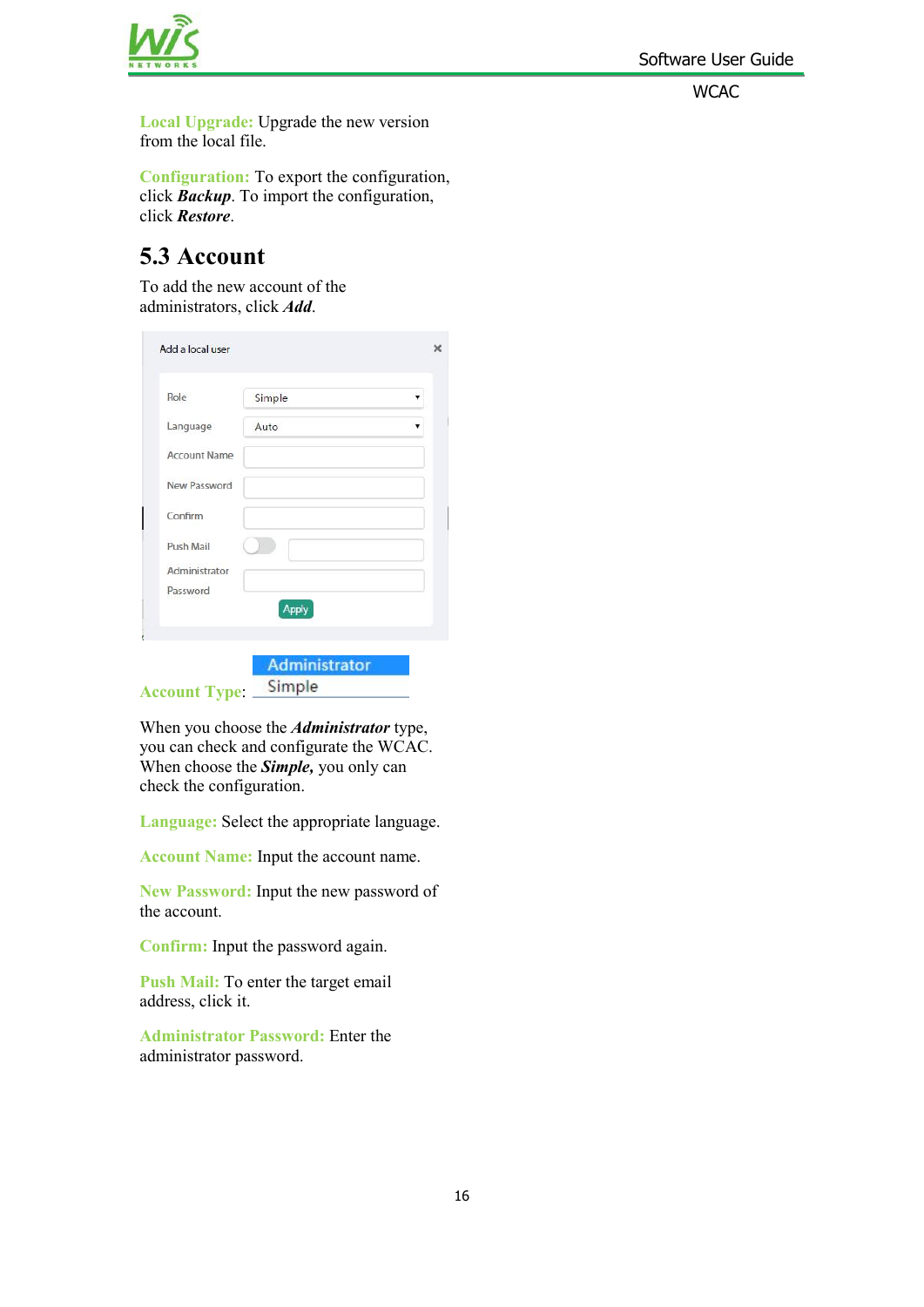**Local Upgrade:** Upgrade the new version from the local file.

**Configuration:** To export the configuration, click ***Backup***. To import the configuration, click ***Restore***.

## 5.3 Account

To add the new account of the administrators, click ***Add***.

**Account Type**: Administrator / Simple

When you choose the ***Administrator*** type, you can check and configure the WCAC. When choose the ***Simple,*** you only can check the configuration.

**Language:** Select the appropriate language.

**Account Name:** Input the account name.

**New Password:** Input the new password of the account.

**Confirm:** Input the password again.

**Push Mail:** To enter the target email address, click it.

**Administrator Password:** Enter the administrator password.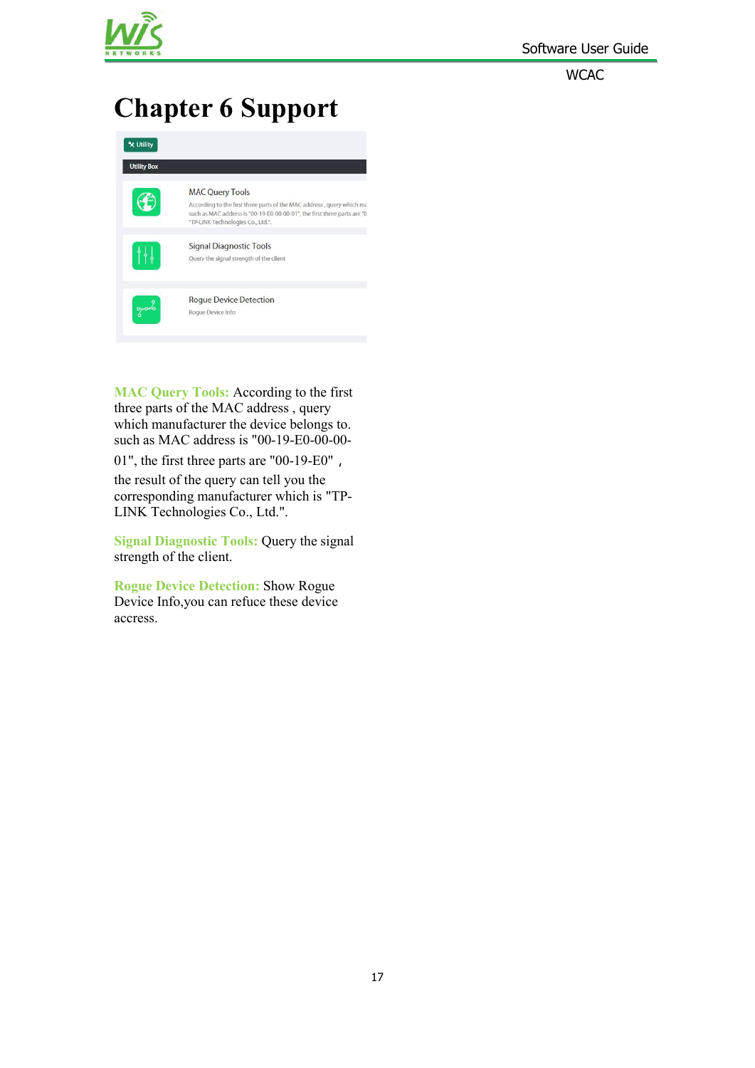# Chapter 6 Support

Utility

Utility Box

MAC Query Tools

According to the first three parts of the MAC address , query which ma such as MAC address is "00-19-E0-00-00-01", the first three parts are "0 "TP-LINK Technologies Co., Ltd.".

Signal Diagnostic Tools

Query the signal strength of the client

Rogue Device Detection

Rogue Device Info

**MAC Query Tools:** According to the first three parts of the MAC address , query which manufacturer the device belongs to. such as MAC address is "00-19-E0-00-00-01", the first three parts are "00-19-E0" , the result of the query can tell you the corresponding manufacturer which is "TP-LINK Technologies Co., Ltd.".

**Signal Diagnostic Tools:** Query the signal strength of the client.

**Rogue Device Detection:** Show Rogue Device Info,you can refuce these device accress.